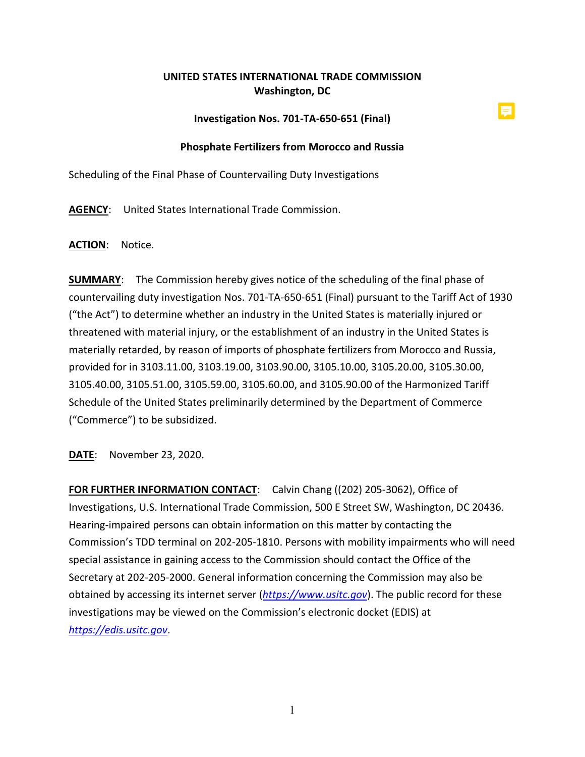**UNITED STATES INTERNATIONAL TRADE COMMISSION**
**Washington, DC**

**Investigation Nos. 701-TA-650-651 (Final)**

**Phosphate Fertilizers from Morocco and Russia**

Scheduling of the Final Phase of Countervailing Duty Investigations

**AGENCY**: United States International Trade Commission.

**ACTION**: Notice.

**SUMMARY**: The Commission hereby gives notice of the scheduling of the final phase of countervailing duty investigation Nos. 701-TA-650-651 (Final) pursuant to the Tariff Act of 1930 ("the Act") to determine whether an industry in the United States is materially injured or threatened with material injury, or the establishment of an industry in the United States is materially retarded, by reason of imports of phosphate fertilizers from Morocco and Russia, provided for in 3103.11.00, 3103.19.00, 3103.90.00, 3105.10.00, 3105.20.00, 3105.30.00, 3105.40.00, 3105.51.00, 3105.59.00, 3105.60.00, and 3105.90.00 of the Harmonized Tariff Schedule of the United States preliminarily determined by the Department of Commerce ("Commerce") to be subsidized.

**DATE**: November 23, 2020.

**FOR FURTHER INFORMATION CONTACT**: Calvin Chang ((202) 205-3062), Office of Investigations, U.S. International Trade Commission, 500 E Street SW, Washington, DC 20436. Hearing-impaired persons can obtain information on this matter by contacting the Commission's TDD terminal on 202-205-1810. Persons with mobility impairments who will need special assistance in gaining access to the Commission should contact the Office of the Secretary at 202-205-2000. General information concerning the Commission may also be obtained by accessing its internet server (*https://www.usitc.gov*). The public record for these investigations may be viewed on the Commission's electronic docket (EDIS) at *https://edis.usitc.gov*.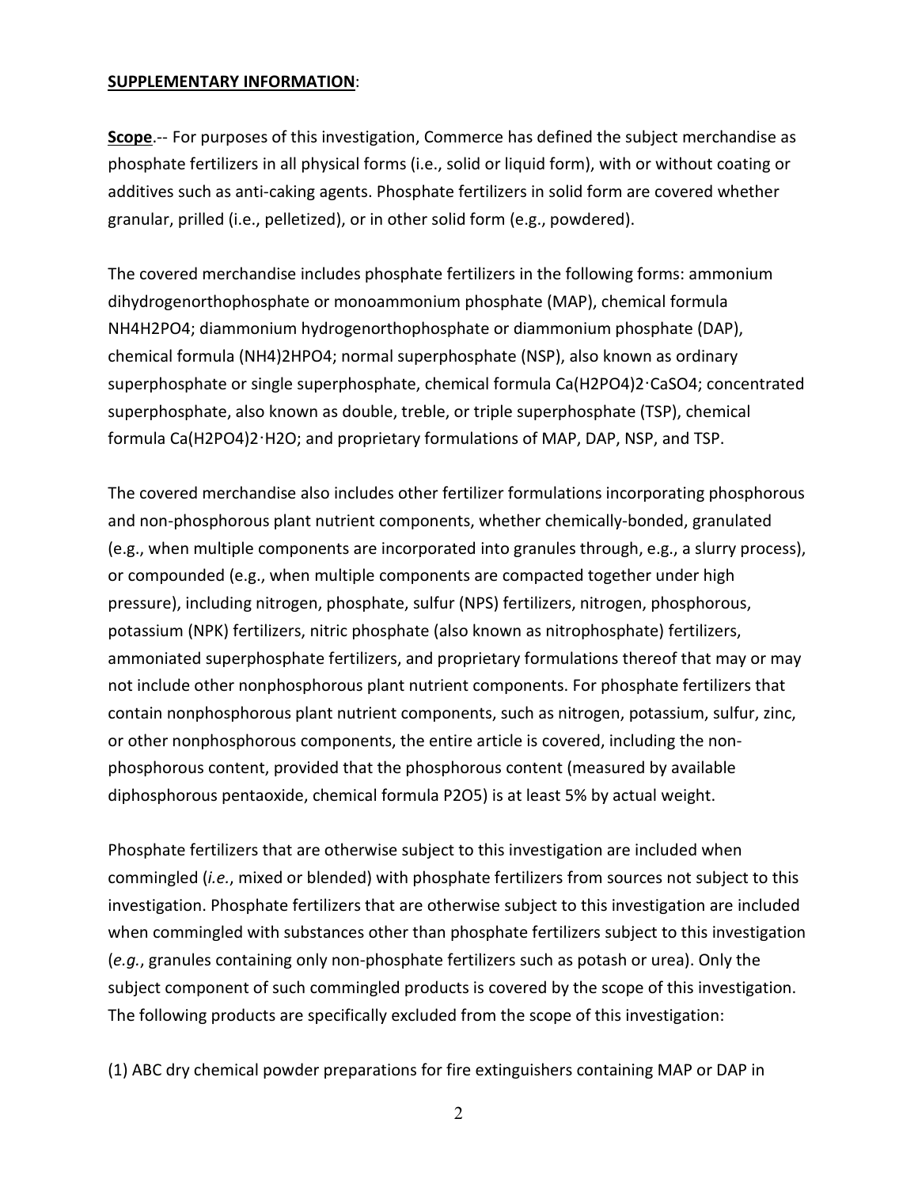**SUPPLEMENTARY INFORMATION**:

**Scope**.-- For purposes of this investigation, Commerce has defined the subject merchandise as phosphate fertilizers in all physical forms (i.e., solid or liquid form), with or without coating or additives such as anti-caking agents. Phosphate fertilizers in solid form are covered whether granular, prilled (i.e., pelletized), or in other solid form (e.g., powdered).

The covered merchandise includes phosphate fertilizers in the following forms: ammonium dihydrogenorthophosphate or monoammonium phosphate (MAP), chemical formula $NH_4H_2PO_4$; diammonium hydrogenorthophosphate or diammonium phosphate (DAP), chemical formula $(NH_4)_2HPO_4$; normal superphosphate (NSP), also known as ordinary superphosphate or single superphosphate, chemical formula $Ca(H_2PO_4)_2 \cdot CaSO_4$; concentrated superphosphate, also known as double, treble, or triple superphosphate (TSP), chemical formula $Ca(H_2PO_4)_2 \cdot H_2O$; and proprietary formulations of MAP, DAP, NSP, and TSP.

The covered merchandise also includes other fertilizer formulations incorporating phosphorous and non-phosphorous plant nutrient components, whether chemically-bonded, granulated (e.g., when multiple components are incorporated into granules through, e.g., a slurry process), or compounded (e.g., when multiple components are compacted together under high pressure), including nitrogen, phosphate, sulfur (NPS) fertilizers, nitrogen, phosphorous, potassium (NPK) fertilizers, nitric phosphate (also known as nitrophosphate) fertilizers, ammoniated superphosphate fertilizers, and proprietary formulations thereof that may or may not include other nonphosphorous plant nutrient components. For phosphate fertilizers that contain nonphosphorous plant nutrient components, such as nitrogen, potassium, sulfur, zinc, or other nonphosphorous components, the entire article is covered, including the non-phosphorous content, provided that the phosphorous content (measured by available diphosphorous pentaoxide, chemical formula $P_2O_5$) is at least 5% by actual weight.

Phosphate fertilizers that are otherwise subject to this investigation are included when commingled (*i.e.*, mixed or blended) with phosphate fertilizers from sources not subject to this investigation. Phosphate fertilizers that are otherwise subject to this investigation are included when commingled with substances other than phosphate fertilizers subject to this investigation (*e.g.*, granules containing only non-phosphate fertilizers such as potash or urea). Only the subject component of such commingled products is covered by the scope of this investigation. The following products are specifically excluded from the scope of this investigation:

(1) ABC dry chemical powder preparations for fire extinguishers containing MAP or DAP in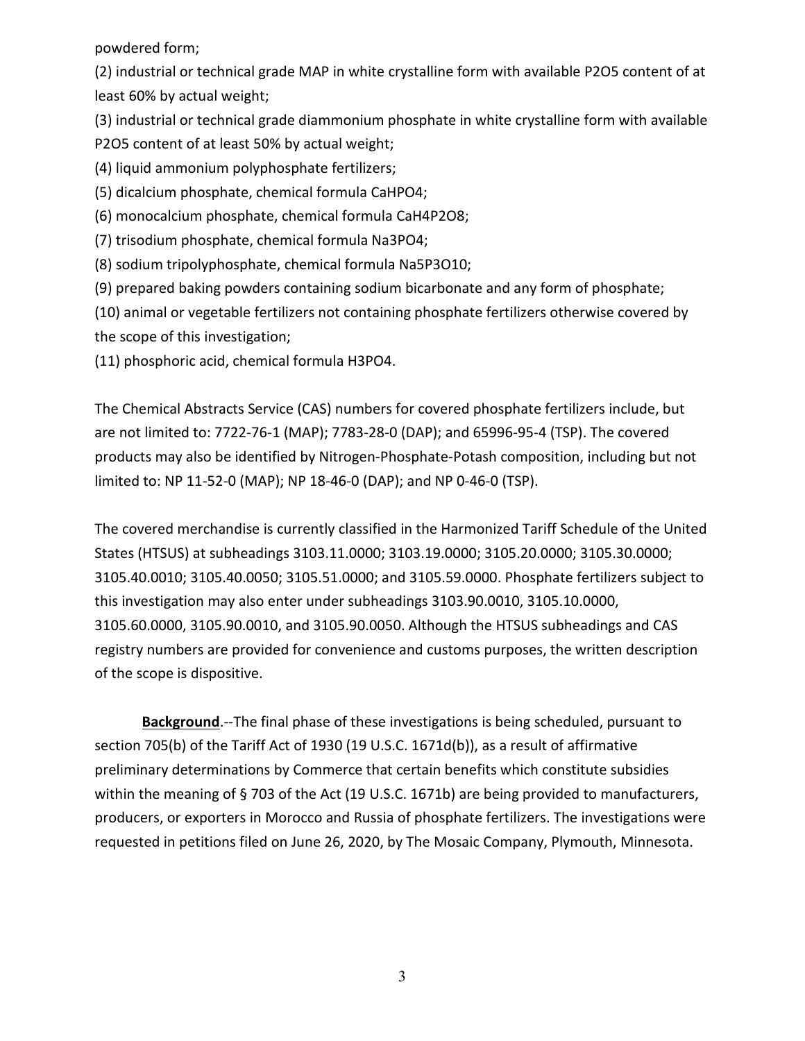powdered form;

(2) industrial or technical grade MAP in white crystalline form with available $P_2O_5$ content of at least 60% by actual weight;

(3) industrial or technical grade diammonium phosphate in white crystalline form with available $P_2O_5$ content of at least 50% by actual weight;

(4) liquid ammonium polyphosphate fertilizers;

(5) dicalcium phosphate, chemical formula $CaHPO_4$;

(6) monocalcium phosphate, chemical formula $CaH_4P_2O_8$;

(7) trisodium phosphate, chemical formula $Na_3PO_4$;

(8) sodium tripolyphosphate, chemical formula $Na_5P_3O_{10}$;

(9) prepared baking powders containing sodium bicarbonate and any form of phosphate;

(10) animal or vegetable fertilizers not containing phosphate fertilizers otherwise covered by the scope of this investigation;

(11) phosphoric acid, chemical formula $H_3PO_4$.

The Chemical Abstracts Service (CAS) numbers for covered phosphate fertilizers include, but are not limited to: 7722-76-1 (MAP); 7783-28-0 (DAP); and 65996-95-4 (TSP). The covered products may also be identified by Nitrogen-Phosphate-Potash composition, including but not limited to: NP 11-52-0 (MAP); NP 18-46-0 (DAP); and NP 0-46-0 (TSP).

The covered merchandise is currently classified in the Harmonized Tariff Schedule of the United States (HTSUS) at subheadings 3103.11.0000; 3103.19.0000; 3105.20.0000; 3105.30.0000; 3105.40.0010; 3105.40.0050; 3105.51.0000; and 3105.59.0000. Phosphate fertilizers subject to this investigation may also enter under subheadings 3103.90.0010, 3105.10.0000, 3105.60.0000, 3105.90.0010, and 3105.90.0050. Although the HTSUS subheadings and CAS registry numbers are provided for convenience and customs purposes, the written description of the scope is dispositive.

**Background**.--The final phase of these investigations is being scheduled, pursuant to section 705(b) of the Tariff Act of 1930 (19 U.S.C. 1671d(b)), as a result of affirmative preliminary determinations by Commerce that certain benefits which constitute subsidies within the meaning of § 703 of the Act (19 U.S.C. 1671b) are being provided to manufacturers, producers, or exporters in Morocco and Russia of phosphate fertilizers. The investigations were requested in petitions filed on June 26, 2020, by The Mosaic Company, Plymouth, Minnesota.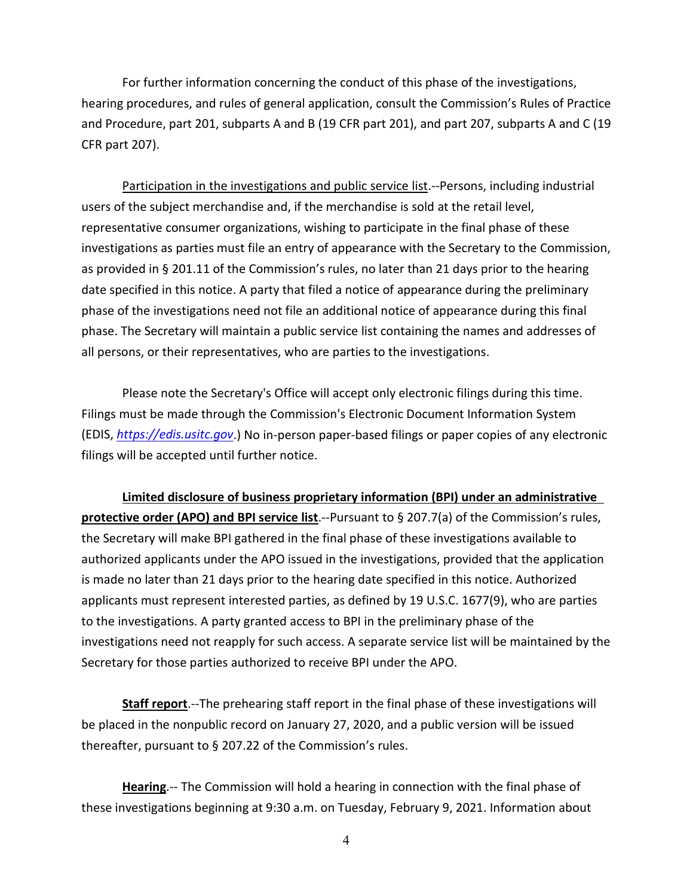For further information concerning the conduct of this phase of the investigations, hearing procedures, and rules of general application, consult the Commission's Rules of Practice and Procedure, part 201, subparts A and B (19 CFR part 201), and part 207, subparts A and C (19 CFR part 207).

Participation in the investigations and public service list.--Persons, including industrial users of the subject merchandise and, if the merchandise is sold at the retail level, representative consumer organizations, wishing to participate in the final phase of these investigations as parties must file an entry of appearance with the Secretary to the Commission, as provided in § 201.11 of the Commission's rules, no later than 21 days prior to the hearing date specified in this notice. A party that filed a notice of appearance during the preliminary phase of the investigations need not file an additional notice of appearance during this final phase. The Secretary will maintain a public service list containing the names and addresses of all persons, or their representatives, who are parties to the investigations.

Please note the Secretary's Office will accept only electronic filings during this time. Filings must be made through the Commission's Electronic Document Information System (EDIS, *https://edis.usitc.gov*.) No in-person paper-based filings or paper copies of any electronic filings will be accepted until further notice.

**Limited disclosure of business proprietary information (BPI) under an administrative protective order (APO) and BPI service list**.--Pursuant to § 207.7(a) of the Commission's rules, the Secretary will make BPI gathered in the final phase of these investigations available to authorized applicants under the APO issued in the investigations, provided that the application is made no later than 21 days prior to the hearing date specified in this notice. Authorized applicants must represent interested parties, as defined by 19 U.S.C. 1677(9), who are parties to the investigations. A party granted access to BPI in the preliminary phase of the investigations need not reapply for such access. A separate service list will be maintained by the Secretary for those parties authorized to receive BPI under the APO.

**Staff report**.--The prehearing staff report in the final phase of these investigations will be placed in the nonpublic record on January 27, 2020, and a public version will be issued thereafter, pursuant to § 207.22 of the Commission's rules.

**Hearing**.-- The Commission will hold a hearing in connection with the final phase of these investigations beginning at 9:30 a.m. on Tuesday, February 9, 2021. Information about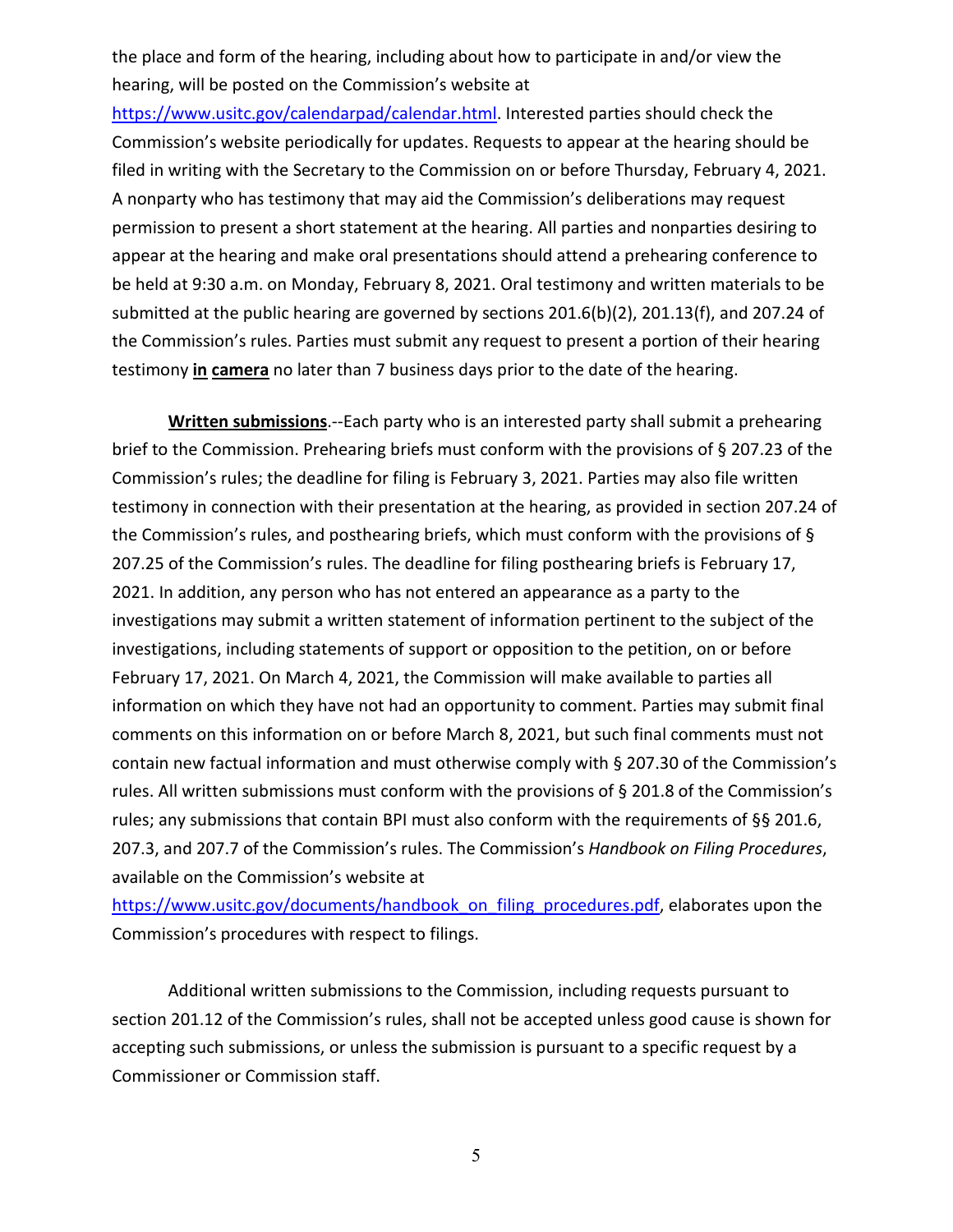the place and form of the hearing, including about how to participate in and/or view the hearing, will be posted on the Commission's website at [https://www.usitc.gov/calendarpad/calendar.html](https://www.usitc.gov/calendarpad/calendar.html). Interested parties should check the Commission's website periodically for updates. Requests to appear at the hearing should be filed in writing with the Secretary to the Commission on or before Thursday, February 4, 2021. A nonparty who has testimony that may aid the Commission's deliberations may request permission to present a short statement at the hearing. All parties and nonparties desiring to appear at the hearing and make oral presentations should attend a prehearing conference to be held at 9:30 a.m. on Monday, February 8, 2021. Oral testimony and written materials to be submitted at the public hearing are governed by sections 201.6(b)(2), 201.13(f), and 207.24 of the Commission's rules. Parties must submit any request to present a portion of their hearing testimony **in camera** no later than 7 business days prior to the date of the hearing.

**Written submissions**.--Each party who is an interested party shall submit a prehearing brief to the Commission. Prehearing briefs must conform with the provisions of § 207.23 of the Commission's rules; the deadline for filing is February 3, 2021. Parties may also file written testimony in connection with their presentation at the hearing, as provided in section 207.24 of the Commission's rules, and posthearing briefs, which must conform with the provisions of § 207.25 of the Commission's rules. The deadline for filing posthearing briefs is February 17, 2021. In addition, any person who has not entered an appearance as a party to the investigations may submit a written statement of information pertinent to the subject of the investigations, including statements of support or opposition to the petition, on or before February 17, 2021. On March 4, 2021, the Commission will make available to parties all information on which they have not had an opportunity to comment. Parties may submit final comments on this information on or before March 8, 2021, but such final comments must not contain new factual information and must otherwise comply with § 207.30 of the Commission's rules. All written submissions must conform with the provisions of § 201.8 of the Commission's rules; any submissions that contain BPI must also conform with the requirements of §§ 201.6, 207.3, and 207.7 of the Commission's rules. The Commission's *Handbook on Filing Procedures*, available on the Commission's website at [https://www.usitc.gov/documents/handbook_on_filing_procedures.pdf](https://www.usitc.gov/documents/handbook_on_filing_procedures.pdf), elaborates upon the Commission's procedures with respect to filings.

Additional written submissions to the Commission, including requests pursuant to section 201.12 of the Commission's rules, shall not be accepted unless good cause is shown for accepting such submissions, or unless the submission is pursuant to a specific request by a Commissioner or Commission staff.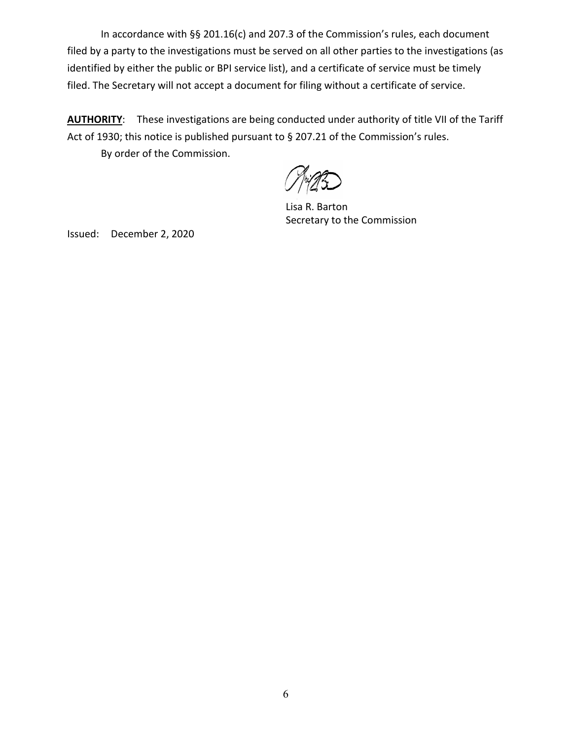In accordance with §§ 201.16(c) and 207.3 of the Commission's rules, each document filed by a party to the investigations must be served on all other parties to the investigations (as identified by either the public or BPI service list), and a certificate of service must be timely filed. The Secretary will not accept a document for filing without a certificate of service.

**AUTHORITY**: These investigations are being conducted under authority of title VII of the Tariff Act of 1930; this notice is published pursuant to § 207.21 of the Commission's rules.

By order of the Commission.

Lisa R. Barton
Secretary to the Commission

Issued: December 2, 2020